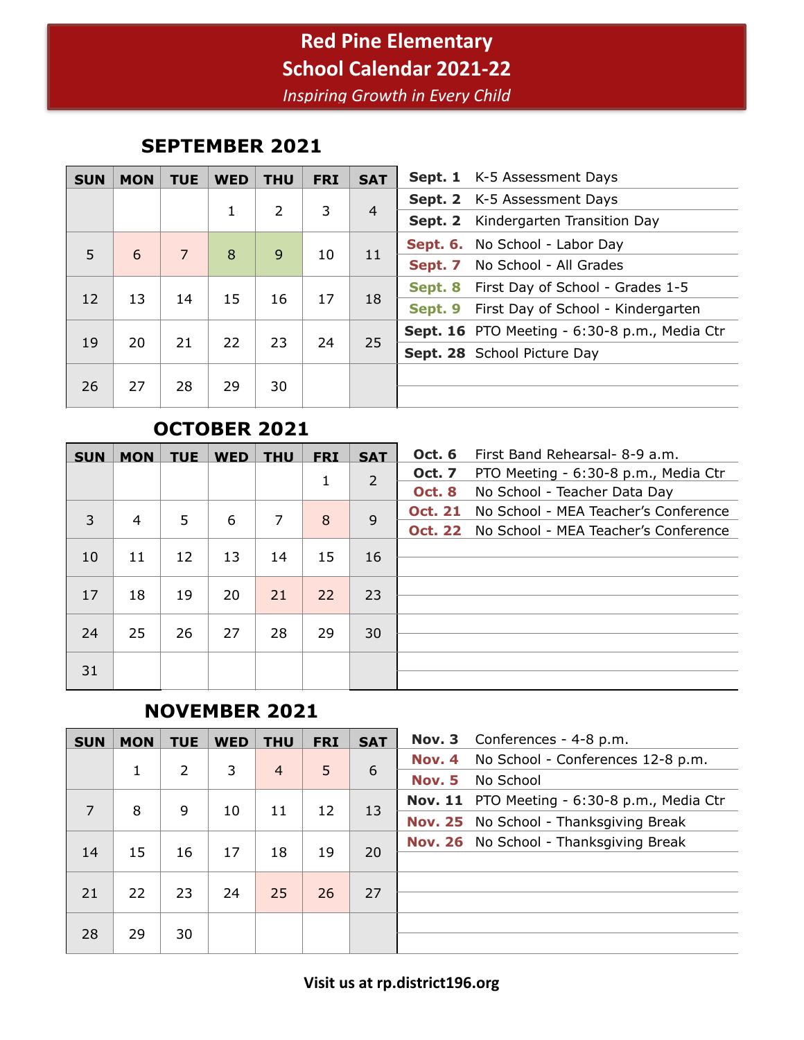# Red Pine Elementary

# School Calendar 2021-22

*Inspiring Growth in Every Child*

## SEPTEMBER 2021

| SUN | MON | TUE | WED | THU | FRI | SAT |
|---|---|---|---|---|---|---|
| | | | 1 | 2 | 3 | 4 |
| 5 | 6 | 7 | 8 | 9 | 10 | 11 |
| 12 | 13 | 14 | 15 | 16 | 17 | 18 |
| 19 | 20 | 21 | 22 | 23 | 24 | 25 |
| 26 | 27 | 28 | 29 | 30 | | |

| Date | Event |
|---|---|
| **Sept. 1** | K-5 Assessment Days |
| **Sept. 2** | K-5 Assessment Days |
| **Sept. 2** | Kindergarten Transition Day |
| **Sept. 6.** | No School - Labor Day |
| **Sept. 7** | No School - All Grades |
| **Sept. 8** | First Day of School - Grades 1-5 |
| **Sept. 9** | First Day of School - Kindergarten |
| **Sept. 16** | PTO Meeting - 6:30-8 p.m., Media Ctr |
| **Sept. 28** | School Picture Day |

## OCTOBER 2021

| SUN | MON | TUE | WED | THU | FRI | SAT |
|---|---|---|---|---|---|---|
| | | | | | 1 | 2 |
| 3 | 4 | 5 | 6 | 7 | 8 | 9 |
| 10 | 11 | 12 | 13 | 14 | 15 | 16 |
| 17 | 18 | 19 | 20 | 21 | 22 | 23 |
| 24 | 25 | 26 | 27 | 28 | 29 | 30 |
| 31 | | | | | | |

| Date | Event |
|---|---|
| **Oct. 6** | First Band Rehearsal- 8-9 a.m. |
| **Oct. 7** | PTO Meeting - 6:30-8 p.m., Media Ctr |
| **Oct. 8** | No School - Teacher Data Day |
| **Oct. 21** | No School - MEA Teacher's Conference |
| **Oct. 22** | No School - MEA Teacher's Conference |

## NOVEMBER 2021

| SUN | MON | TUE | WED | THU | FRI | SAT |
|---|---|---|---|---|---|---|
| | 1 | 2 | 3 | 4 | 5 | 6 |
| 7 | 8 | 9 | 10 | 11 | 12 | 13 |
| 14 | 15 | 16 | 17 | 18 | 19 | 20 |
| 21 | 22 | 23 | 24 | 25 | 26 | 27 |
| 28 | 29 | 30 | | | | |

| Date | Event |
|---|---|
| **Nov. 3** | Conferences - 4-8 p.m. |
| **Nov. 4** | No School - Conferences 12-8 p.m. |
| **Nov. 5** | No School |
| **Nov. 11** | PTO Meeting - 6:30-8 p.m., Media Ctr |
| **Nov. 25** | No School - Thanksgiving Break |
| **Nov. 26** | No School - Thanksgiving Break |

**Visit us at rp.district196.org**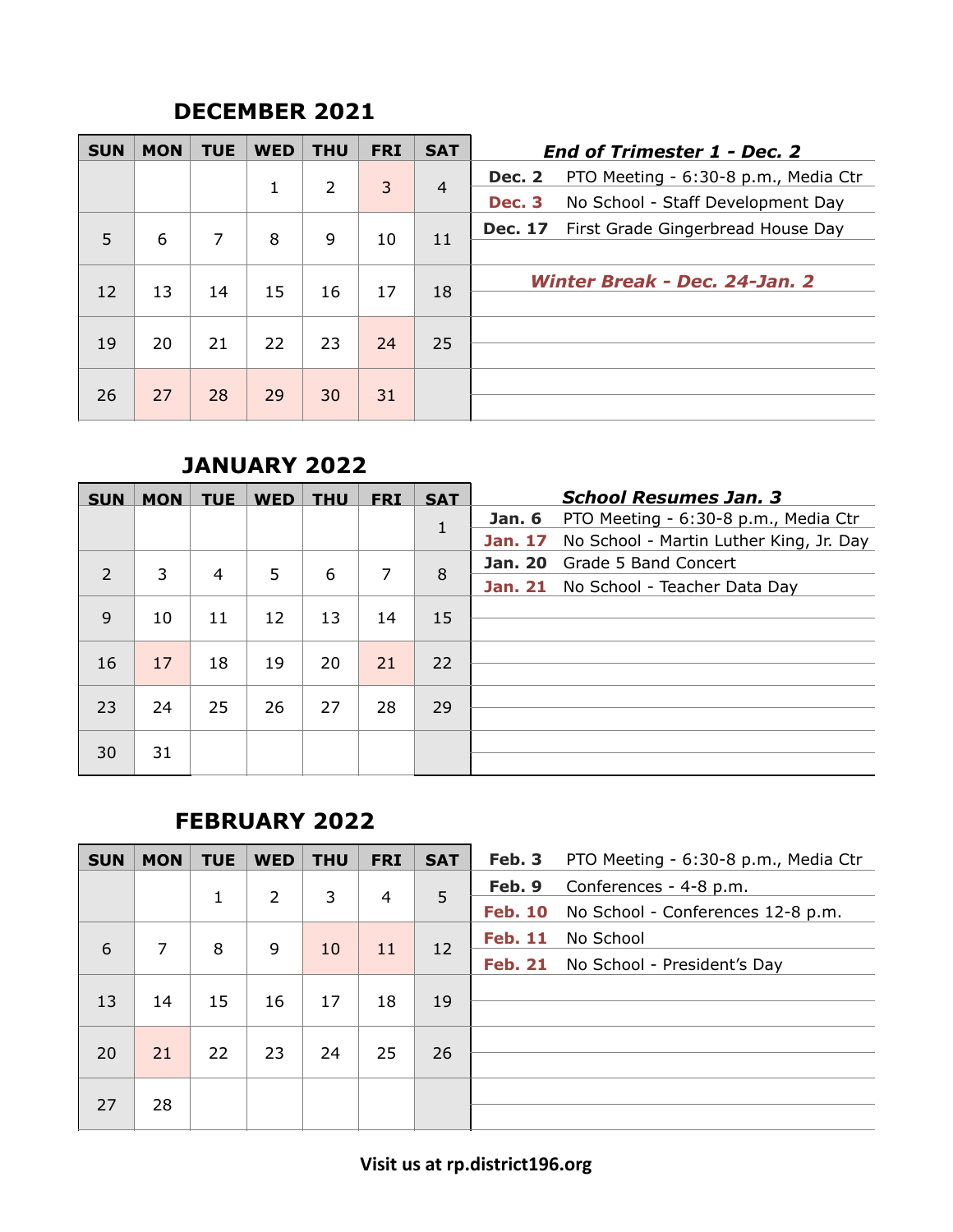## DECEMBER 2021

| SUN | MON | TUE | WED | THU | FRI | SAT |
|---|---|---|---|---|---|---|
| | | | 1 | 2 | 3 | 4 |
| 5 | 6 | 7 | 8 | 9 | 10 | 11 |
| 12 | 13 | 14 | 15 | 16 | 17 | 18 |
| 19 | 20 | 21 | 22 | 23 | 24 | 25 |
| 26 | 27 | 28 | 29 | 30 | 31 | |

***End of Trimester 1 - Dec. 2***

| | |
|---|---|
| **Dec. 2** | PTO Meeting - 6:30-8 p.m., Media Ctr |
| **Dec. 3** | No School - Staff Development Day |
| **Dec. 17** | First Grade Gingerbread House Day |

***Winter Break - Dec. 24-Jan. 2***

## JANUARY 2022

| SUN | MON | TUE | WED | THU | FRI | SAT |
|---|---|---|---|---|---|---|
| | | | | | | 1 |
| 2 | 3 | 4 | 5 | 6 | 7 | 8 |
| 9 | 10 | 11 | 12 | 13 | 14 | 15 |
| 16 | 17 | 18 | 19 | 20 | 21 | 22 |
| 23 | 24 | 25 | 26 | 27 | 28 | 29 |
| 30 | 31 | | | | | |

***School Resumes Jan. 3***

| | |
|---|---|
| **Jan. 6** | PTO Meeting - 6:30-8 p.m., Media Ctr |
| **Jan. 17** | No School - Martin Luther King, Jr. Day |
| **Jan. 20** | Grade 5 Band Concert |
| **Jan. 21** | No School - Teacher Data Day |

## FEBRUARY 2022

| SUN | MON | TUE | WED | THU | FRI | SAT |
|---|---|---|---|---|---|---|
| | | 1 | 2 | 3 | 4 | 5 |
| 6 | 7 | 8 | 9 | 10 | 11 | 12 |
| 13 | 14 | 15 | 16 | 17 | 18 | 19 |
| 20 | 21 | 22 | 23 | 24 | 25 | 26 |
| 27 | 28 | | | | | |

| | |
|---|---|
| **Feb. 3** | PTO Meeting - 6:30-8 p.m., Media Ctr |
| **Feb. 9** | Conferences - 4-8 p.m. |
| **Feb. 10** | No School - Conferences 12-8 p.m. |
| **Feb. 11** | No School |
| **Feb. 21** | No School - President's Day |

**Visit us at rp.district196.org**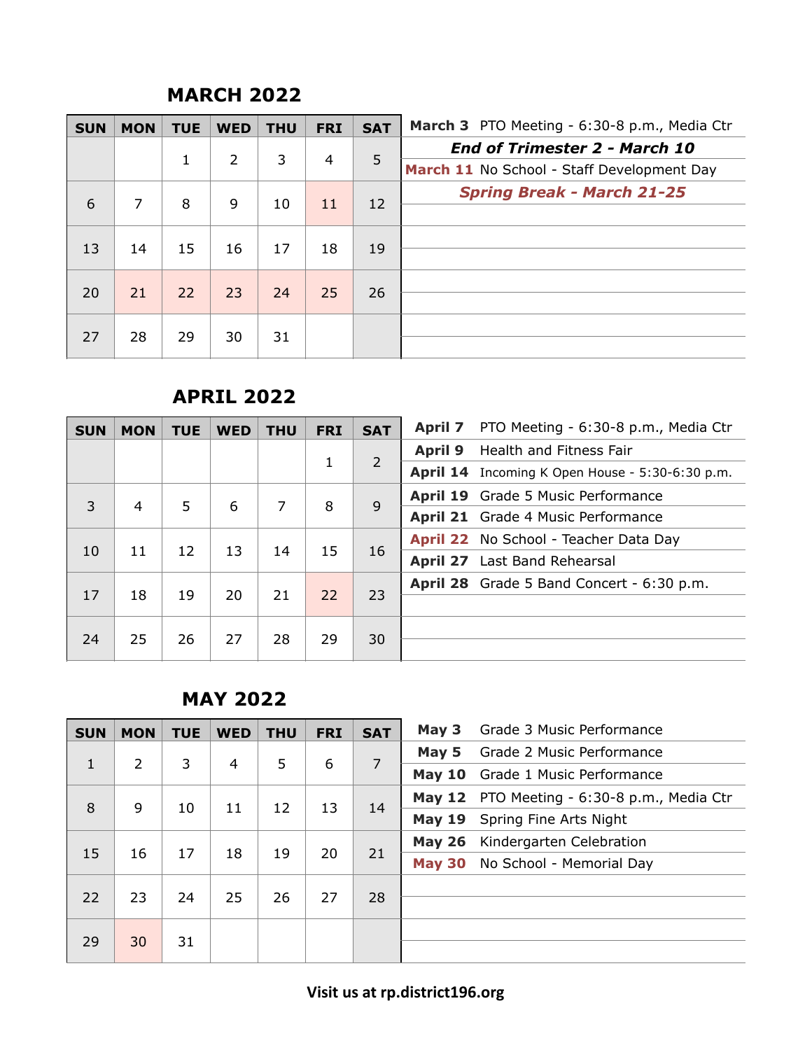## MARCH 2022

| SUN | MON | TUE | WED | THU | FRI | SAT |
|---|---|---|---|---|---|---|
| | | 1 | 2 | 3 | 4 | 5 |
| 6 | 7 | 8 | 9 | 10 | 11 | 12 |
| 13 | 14 | 15 | 16 | 17 | 18 | 19 |
| 20 | 21 | 22 | 23 | 24 | 25 | 26 |
| 27 | 28 | 29 | 30 | 31 | | |

**March 3** PTO Meeting - 6:30-8 p.m., Media Ctr

***End of Trimester 2 - March 10***

**March 11** No School - Staff Development Day

***Spring Break - March 21-25***

## APRIL 2022

| SUN | MON | TUE | WED | THU | FRI | SAT |
|---|---|---|---|---|---|---|
| | | | | | 1 | 2 |
| 3 | 4 | 5 | 6 | 7 | 8 | 9 |
| 10 | 11 | 12 | 13 | 14 | 15 | 16 |
| 17 | 18 | 19 | 20 | 21 | 22 | 23 |
| 24 | 25 | 26 | 27 | 28 | 29 | 30 |

**April 7** PTO Meeting - 6:30-8 p.m., Media Ctr

**April 9** Health and Fitness Fair

**April 14** Incoming K Open House - 5:30-6:30 p.m.

**April 19** Grade 5 Music Performance

**April 21** Grade 4 Music Performance

**April 22** No School - Teacher Data Day

**April 27** Last Band Rehearsal

**April 28** Grade 5 Band Concert - 6:30 p.m.

## MAY 2022

| SUN | MON | TUE | WED | THU | FRI | SAT |
|---|---|---|---|---|---|---|
| 1 | 2 | 3 | 4 | 5 | 6 | 7 |
| 8 | 9 | 10 | 11 | 12 | 13 | 14 |
| 15 | 16 | 17 | 18 | 19 | 20 | 21 |
| 22 | 23 | 24 | 25 | 26 | 27 | 28 |
| 29 | 30 | 31 | | | | |

**May 3** Grade 3 Music Performance

**May 5** Grade 2 Music Performance

**May 10** Grade 1 Music Performance

**May 12** PTO Meeting - 6:30-8 p.m., Media Ctr

**May 19** Spring Fine Arts Night

**May 26** Kindergarten Celebration

**May 30** No School - Memorial Day

**Visit us at rp.district196.org**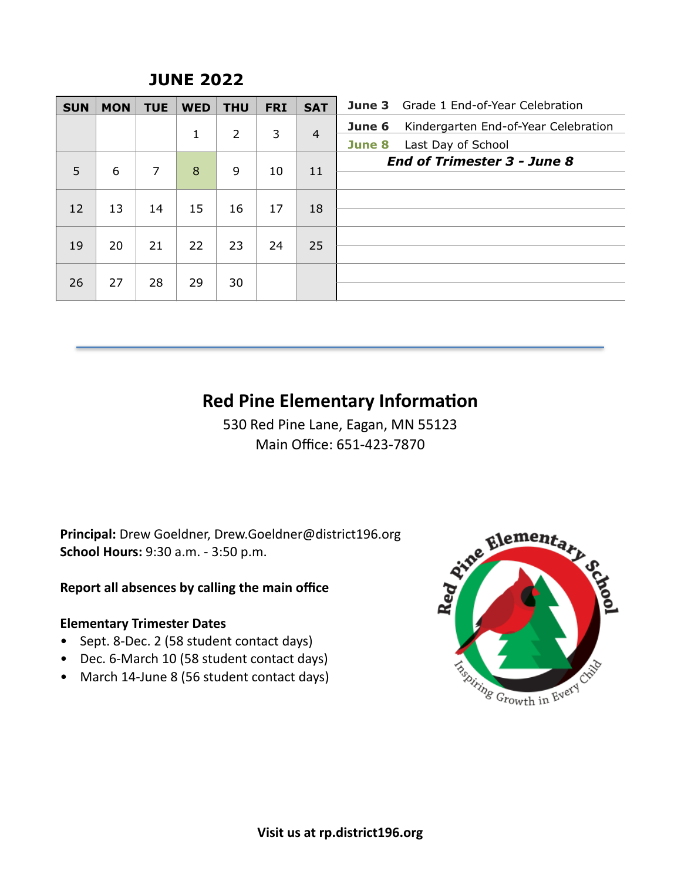## JUNE 2022

| SUN | MON | TUE | WED | THU | FRI | SAT |
|---|---|---|---|---|---|---|
| | | | 1 | 2 | 3 | 4 |
| 5 | 6 | 7 | 8 | 9 | 10 | 11 |
| 12 | 13 | 14 | 15 | 16 | 17 | 18 |
| 19 | 20 | 21 | 22 | 23 | 24 | 25 |
| 26 | 27 | 28 | 29 | 30 | | |

**June 3** Grade 1 End-of-Year Celebration

**June 6** Kindergarten End-of-Year Celebration

**June 8** Last Day of School

***End of Trimester 3 - June 8***

---

## Red Pine Elementary Information

530 Red Pine Lane, Eagan, MN 55123
Main Office: 651-423-7870

**Principal:** Drew Goeldner, Drew.Goeldner@district196.org
**School Hours:** 9:30 a.m. - 3:50 p.m.

**Report all absences by calling the main office**

**Elementary Trimester Dates**

- Sept. 8-Dec. 2 (58 student contact days)
- Dec. 6-March 10 (58 student contact days)
- March 14-June 8 (56 student contact days)

Red Pine Elementary School
Inspiring Growth in Every Child

**Visit us at rp.district196.org**